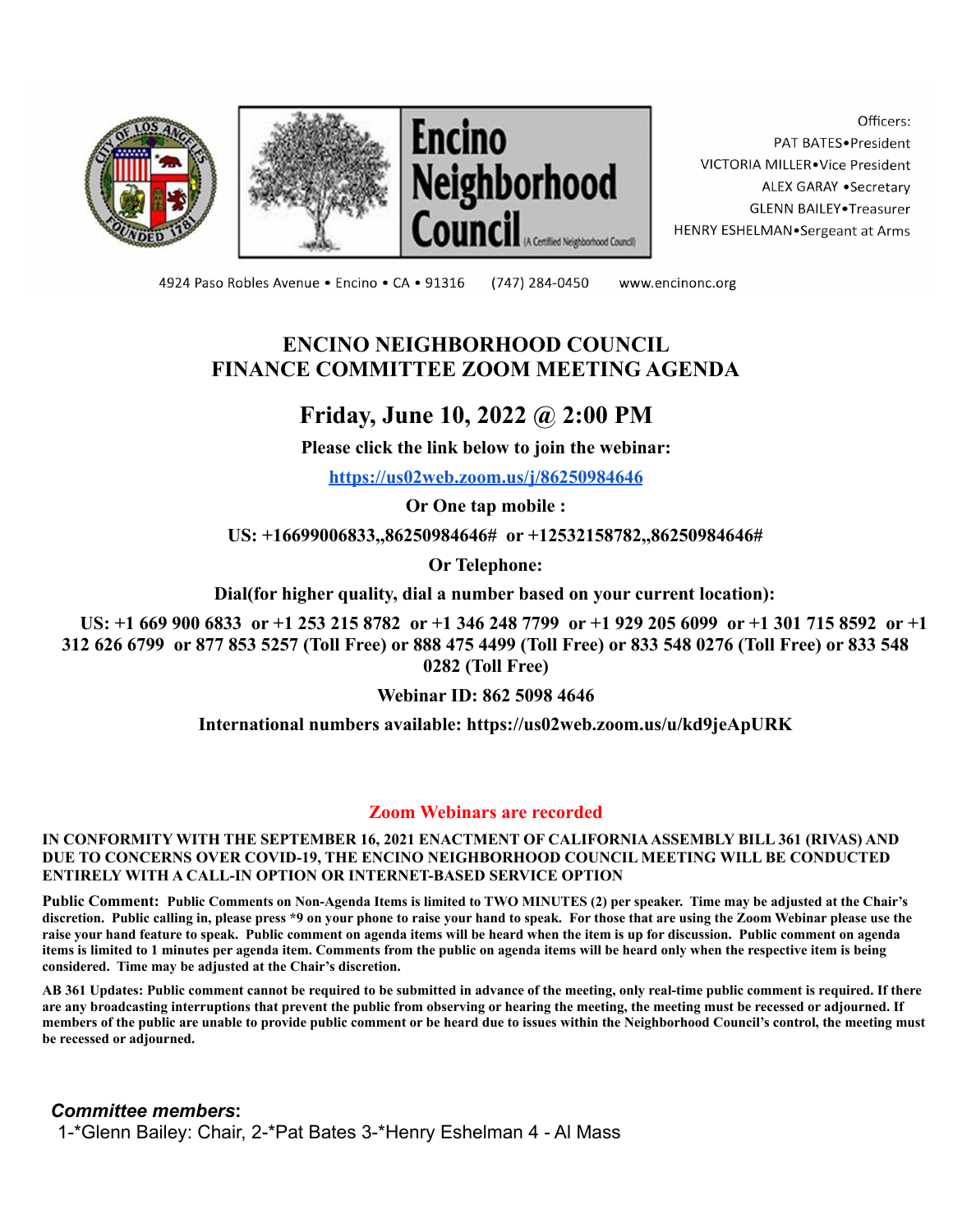Encino Neighborhood Council (A Certified Neighborhood Council)

Officers:
PAT BATES•President
VICTORIA MILLER•Vice President
ALEX GARAY •Secretary
GLENN BAILEY•Treasurer
HENRY ESHELMAN•Sergeant at Arms

4924 Paso Robles Avenue • Encino • CA • 91316 (747) 284-0450 www.encinonc.org

# ENCINO NEIGHBORHOOD COUNCIL
# FINANCE COMMITTEE ZOOM MEETING AGENDA

## Friday, June 10, 2022 @ 2:00 PM

**Please click the link below to join the webinar:**

**https://us02web.zoom.us/j/86250984646**

**Or One tap mobile :**

**US: +16699006833,,86250984646# or +12532158782,,86250984646#**

**Or Telephone:**

**Dial(for higher quality, dial a number based on your current location):**

**US: +1 669 900 6833 or +1 253 215 8782 or +1 346 248 7799 or +1 929 205 6099 or +1 301 715 8592 or +1 312 626 6799 or 877 853 5257 (Toll Free) or 888 475 4499 (Toll Free) or 833 548 0276 (Toll Free) or 833 548 0282 (Toll Free)**

**Webinar ID: 862 5098 4646**

**International numbers available: https://us02web.zoom.us/u/kd9jeApURK**

**Zoom Webinars are recorded**

**IN CONFORMITY WITH THE SEPTEMBER 16, 2021 ENACTMENT OF CALIFORNIA ASSEMBLY BILL 361 (RIVAS) AND DUE TO CONCERNS OVER COVID-19, THE ENCINO NEIGHBORHOOD COUNCIL MEETING WILL BE CONDUCTED ENTIRELY WITH A CALL-IN OPTION OR INTERNET-BASED SERVICE OPTION**

**Public Comment: Public Comments on Non-Agenda Items is limited to TWO MINUTES (2) per speaker. Time may be adjusted at the Chair's discretion. Public calling in, please press *9 on your phone to raise your hand to speak. For those that are using the Zoom Webinar please use the raise your hand feature to speak. Public comment on agenda items will be heard when the item is up for discussion. Public comment on agenda items is limited to 1 minutes per agenda item. Comments from the public on agenda items will be heard only when the respective item is being considered. Time may be adjusted at the Chair's discretion.**

**AB 361 Updates: Public comment cannot be required to be submitted in advance of the meeting, only real-time public comment is required. If there are any broadcasting interruptions that prevent the public from observing or hearing the meeting, the meeting must be recessed or adjourned. If members of the public are unable to provide public comment or be heard due to issues within the Neighborhood Council's control, the meeting must be recessed or adjourned.**

***Committee members*:**
1-*Glenn Bailey: Chair, 2-*Pat Bates 3-*Henry Eshelman 4 - Al Mass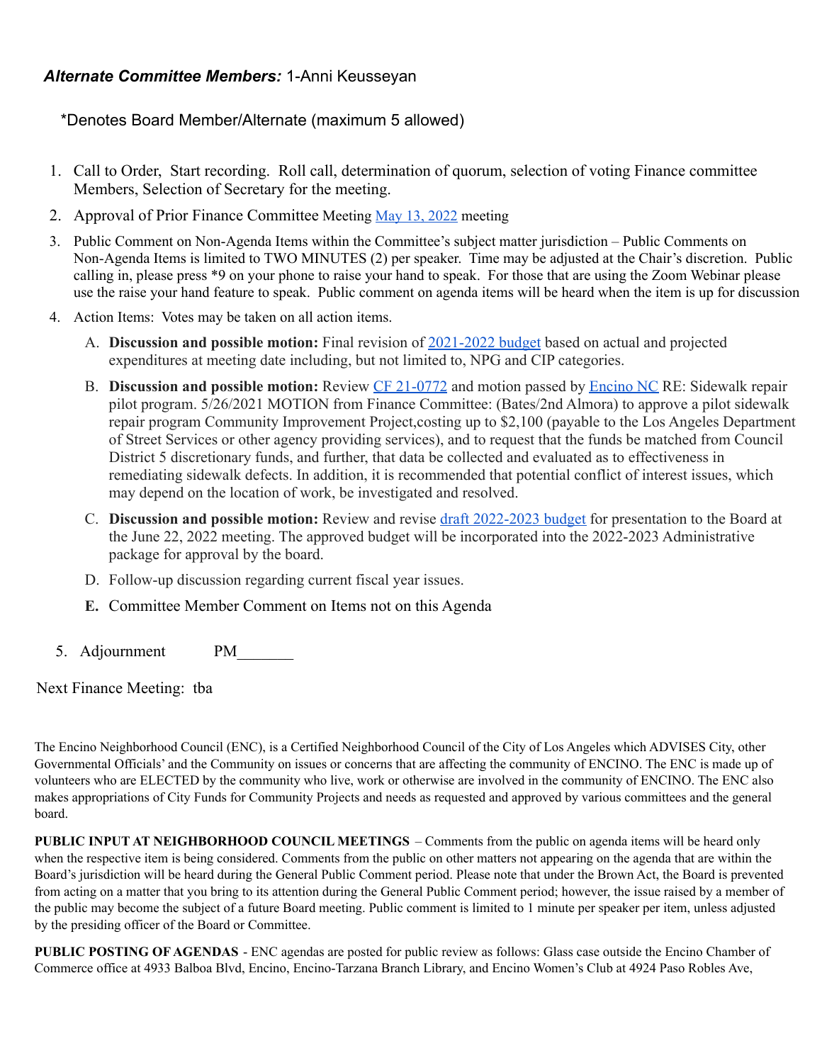***Alternate Committee Members:*** 1-Anni Keusseyan

*Denotes Board Member/Alternate (maximum 5 allowed)

1. Call to Order, Start recording. Roll call, determination of quorum, selection of voting Finance committee Members, Selection of Secretary for the meeting.
2. Approval of Prior Finance Committee Meeting [May 13, 2022] meeting
3. Public Comment on Non-Agenda Items within the Committee's subject matter jurisdiction – Public Comments on Non-Agenda Items is limited to TWO MINUTES (2) per speaker. Time may be adjusted at the Chair's discretion. Public calling in, please press *9 on your phone to raise your hand to speak. For those that are using the Zoom Webinar please use the raise your hand feature to speak. Public comment on agenda items will be heard when the item is up for discussion
4. Action Items: Votes may be taken on all action items.
   A. **Discussion and possible motion:** Final revision of [2021-2022 budget] based on actual and projected expenditures at meeting date including, but not limited to, NPG and CIP categories.
   B. **Discussion and possible motion:** Review [CF 21-0772] and motion passed by [Encino NC] RE: Sidewalk repair pilot program. 5/26/2021 MOTION from Finance Committee: (Bates/2nd Almora) to approve a pilot sidewalk repair program Community Improvement Project,costing up to $2,100 (payable to the Los Angeles Department of Street Services or other agency providing services), and to request that the funds be matched from Council District 5 discretionary funds, and further, that data be collected and evaluated as to effectiveness in remediating sidewalk defects. In addition, it is recommended that potential conflict of interest issues, which may depend on the location of work, be investigated and resolved.
   C. **Discussion and possible motion:** Review and revise [draft 2022-2023 budget] for presentation to the Board at the June 22, 2022 meeting. The approved budget will be incorporated into the 2022-2023 Administrative package for approval by the board.
   D. Follow-up discussion regarding current fiscal year issues.
   **E.** Committee Member Comment on Items not on this Agenda
5. Adjournment PM_______

Next Finance Meeting: tba

The Encino Neighborhood Council (ENC), is a Certified Neighborhood Council of the City of Los Angeles which ADVISES City, other Governmental Officials' and the Community on issues or concerns that are affecting the community of ENCINO. The ENC is made up of volunteers who are ELECTED by the community who live, work or otherwise are involved in the community of ENCINO. The ENC also makes appropriations of City Funds for Community Projects and needs as requested and approved by various committees and the general board.

**PUBLIC INPUT AT NEIGHBORHOOD COUNCIL MEETINGS** – Comments from the public on agenda items will be heard only when the respective item is being considered. Comments from the public on other matters not appearing on the agenda that are within the Board's jurisdiction will be heard during the General Public Comment period. Please note that under the Brown Act, the Board is prevented from acting on a matter that you bring to its attention during the General Public Comment period; however, the issue raised by a member of the public may become the subject of a future Board meeting. Public comment is limited to 1 minute per speaker per item, unless adjusted by the presiding officer of the Board or Committee.

**PUBLIC POSTING OF AGENDAS** - ENC agendas are posted for public review as follows: Glass case outside the Encino Chamber of Commerce office at 4933 Balboa Blvd, Encino, Encino-Tarzana Branch Library, and Encino Women's Club at 4924 Paso Robles Ave,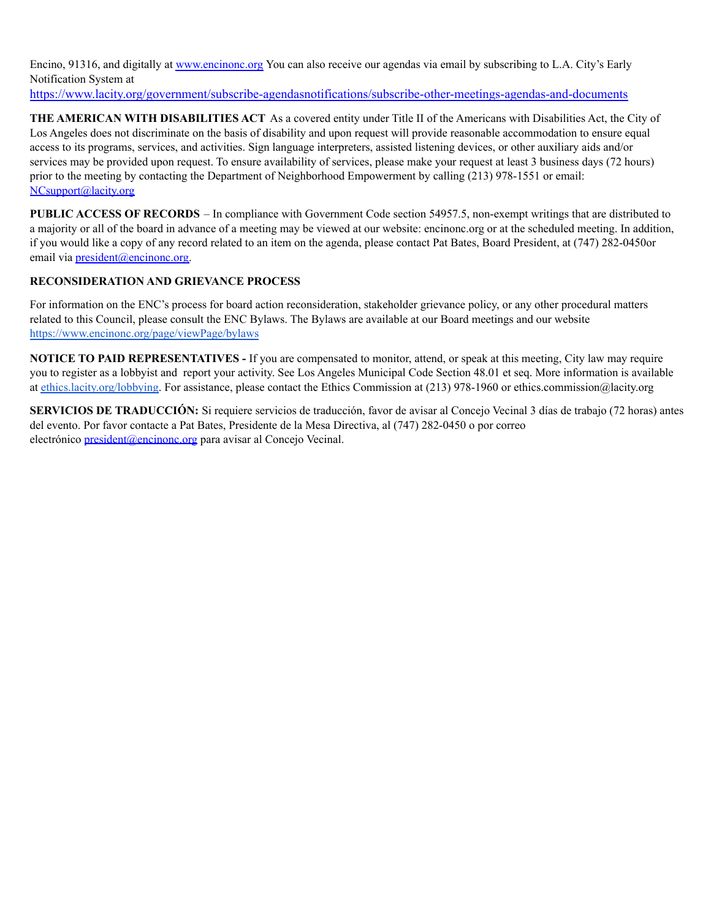Encino, 91316, and digitally at [www.encinonc.org](http://www.encinonc.org) You can also receive our agendas via email by subscribing to L.A. City's Early Notification System at [https://www.lacity.org/government/subscribe-agendasnotifications/subscribe-other-meetings-agendas-and-documents](https://www.lacity.org/government/subscribe-agendasnotifications/subscribe-other-meetings-agendas-and-documents)

**THE AMERICAN WITH DISABILITIES ACT** As a covered entity under Title II of the Americans with Disabilities Act, the City of Los Angeles does not discriminate on the basis of disability and upon request will provide reasonable accommodation to ensure equal access to its programs, services, and activities. Sign language interpreters, assisted listening devices, or other auxiliary aids and/or services may be provided upon request. To ensure availability of services, please make your request at least 3 business days (72 hours) prior to the meeting by contacting the Department of Neighborhood Empowerment by calling (213) 978-1551 or email: [NCsupport@lacity.org](mailto:NCsupport@lacity.org)

**PUBLIC ACCESS OF RECORDS** – In compliance with Government Code section 54957.5, non-exempt writings that are distributed to a majority or all of the board in advance of a meeting may be viewed at our website: encinonc.org or at the scheduled meeting. In addition, if you would like a copy of any record related to an item on the agenda, please contact Pat Bates, Board President, at (747) 282-0450or email via [president@encinonc.org](mailto:president@encinonc.org).

**RECONSIDERATION AND GRIEVANCE PROCESS**

For information on the ENC's process for board action reconsideration, stakeholder grievance policy, or any other procedural matters related to this Council, please consult the ENC Bylaws. The Bylaws are available at our Board meetings and our website [https://www.encinonc.org/page/viewPage/bylaws](https://www.encinonc.org/page/viewPage/bylaws)

**NOTICE TO PAID REPRESENTATIVES -** If you are compensated to monitor, attend, or speak at this meeting, City law may require you to register as a lobbyist and report your activity. See Los Angeles Municipal Code Section 48.01 et seq. More information is available at [ethics.lacity.org/lobbying](http://ethics.lacity.org/lobbying). For assistance, please contact the Ethics Commission at (213) 978-1960 or ethics.commission@lacity.org

**SERVICIOS DE TRADUCCIÓN:** Si requiere servicios de traducción, favor de avisar al Concejo Vecinal 3 días de trabajo (72 horas) antes del evento. Por favor contacte a Pat Bates, Presidente de la Mesa Directiva, al (747) 282-0450 o por correo electrónico [president@encinonc.org](mailto:president@encinonc.org) para avisar al Concejo Vecinal.